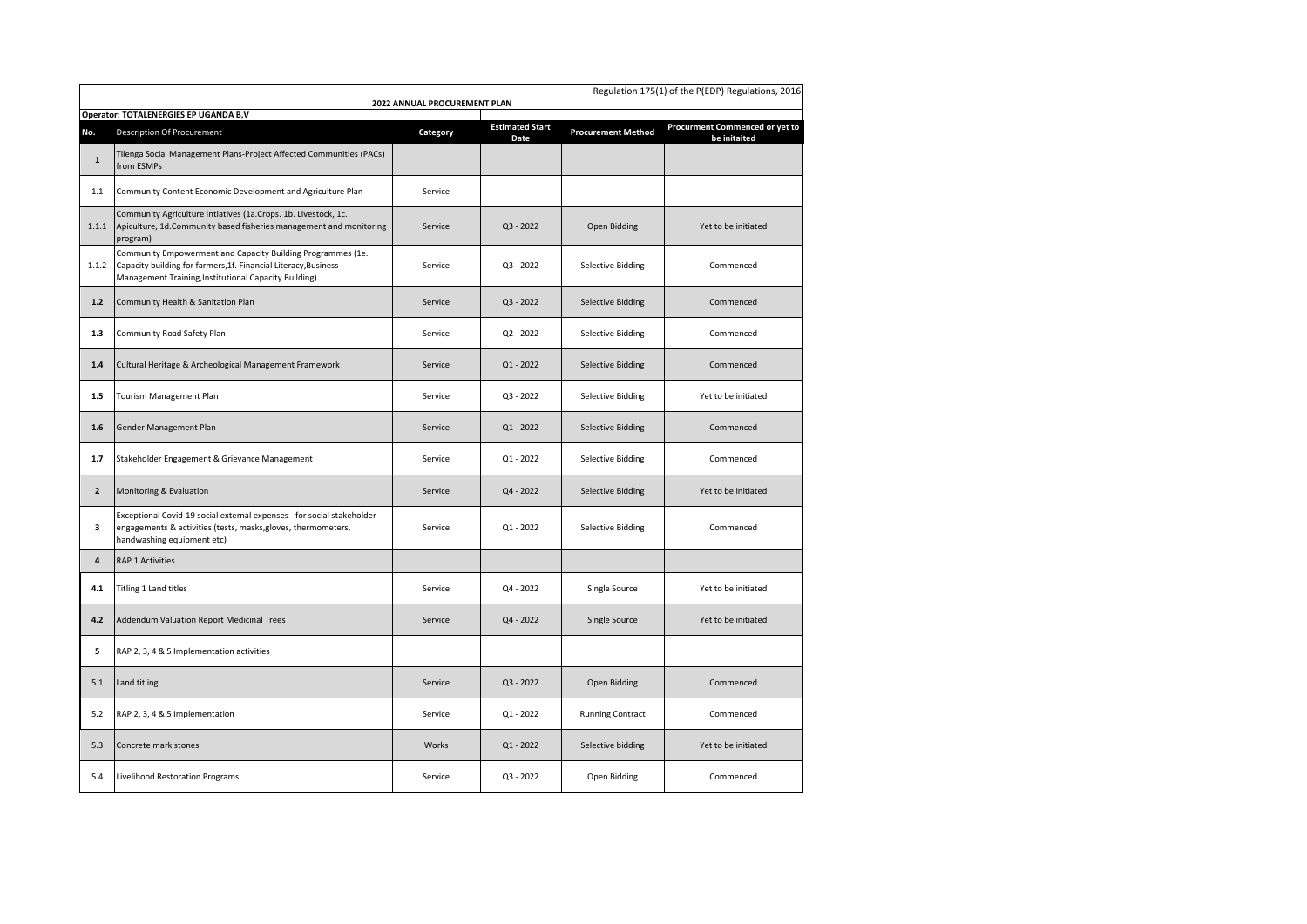Regulation 175(1) of the P(EDP) Regulations, 2016

## 2022 ANNUAL PROCUREMENT PLAN

**Operator: TOTALENERGIES EP UGANDA B,V**

| No. | Description Of Procurement | Category | Estimated Start Date | Procurement Method | Procurment Commenced or yet to be initaited |
|---|---|---|---|---|---|
| **1** | Tilenga Social Management Plans-Project Affected Communities (PACs) from ESMPs | | | | |
| 1.1 | Community Content Economic Development and Agriculture Plan | Service | | | |
| 1.1.1 | Community Agriculture Intiatives (1a.Crops. 1b. Livestock, 1c. Apiculture, 1d.Community based fisheries management and monitoring program) | Service | Q3 - 2022 | Open Bidding | Yet to be initiated |
| 1.1.2 | Community Empowerment and Capacity Building Programmes (1e. Capacity building for farmers,1f. Financial Literacy,Business Management Training,Institutional Capacity Building). | Service | Q3 - 2022 | Selective Bidding | Commenced |
| **1.2** | Community Health & Sanitation Plan | Service | Q3 - 2022 | Selective Bidding | Commenced |
| **1.3** | Community Road Safety Plan | Service | Q2 - 2022 | Selective Bidding | Commenced |
| **1.4** | Cultural Heritage & Archeological Management Framework | Service | Q1 - 2022 | Selective Bidding | Commenced |
| **1.5** | Tourism Management Plan | Service | Q3 - 2022 | Selective Bidding | Yet to be initiated |
| **1.6** | Gender Management Plan | Service | Q1 - 2022 | Selective Bidding | Commenced |
| **1.7** | Stakeholder Engagement & Grievance Management | Service | Q1 - 2022 | Selective Bidding | Commenced |
| **2** | Monitoring & Evaluation | Service | Q4 - 2022 | Selective Bidding | Yet to be initiated |
| **3** | Exceptional Covid-19 social external expenses - for social stakeholder engagements & activities (tests, masks,gloves, thermometers, handwashing equipment etc) | Service | Q1 - 2022 | Selective Bidding | Commenced |
| **4** | RAP 1 Activities | | | | |
| **4.1** | Titling 1 Land titles | Service | Q4 - 2022 | Single Source | Yet to be initiated |
| **4.2** | Addendum Valuation Report Medicinal Trees | Service | Q4 - 2022 | Single Source | Yet to be initiated |
| **5** | RAP 2, 3, 4 & 5 Implementation activities | | | | |
| 5.1 | Land titling | Service | Q3 - 2022 | Open Bidding | Commenced |
| 5.2 | RAP 2, 3, 4 & 5 Implementation | Service | Q1 - 2022 | Running Contract | Commenced |
| 5.3 | Concrete mark stones | Works | Q1 - 2022 | Selective bidding | Yet to be initiated |
| 5.4 | Livelihood Restoration Programs | Service | Q3 - 2022 | Open Bidding | Commenced |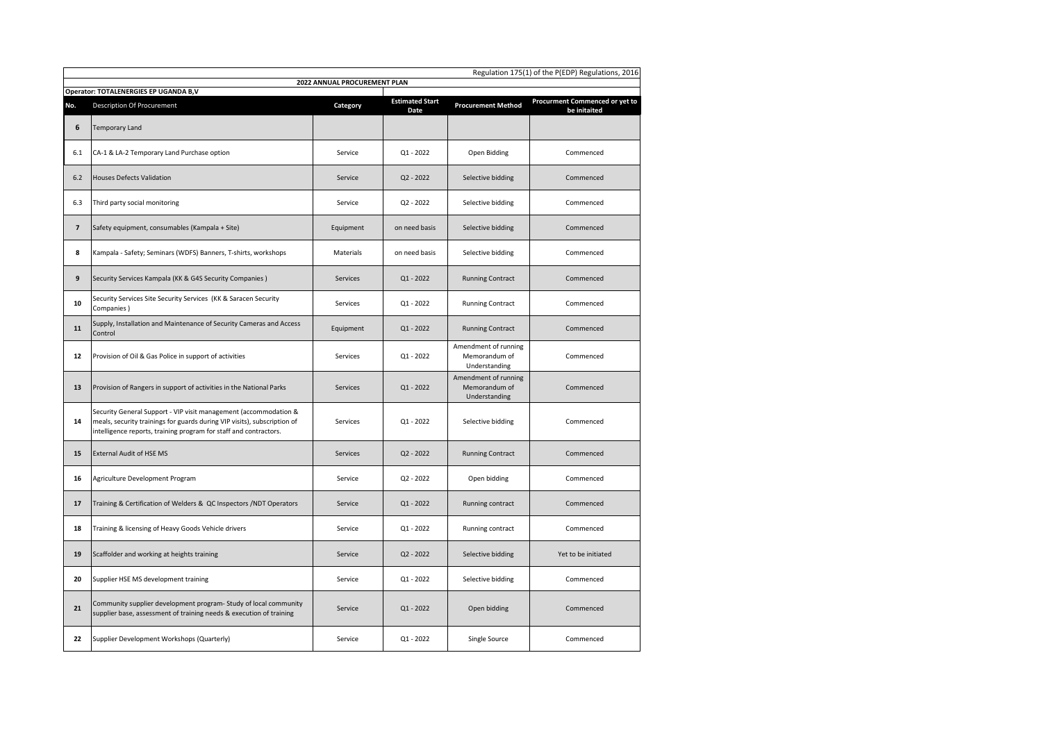Regulation 175(1) of the P(EDP) Regulations, 2016

**2022 ANNUAL PROCUREMENT PLAN**

**Operator: TOTALENERGIES EP UGANDA B,V**

| No. | Description Of Procurement | Category | Estimated Start Date | Procurement Method | Procurment Commenced or yet to be initaited |
|---|---|---|---|---|---|
| **6** | Temporary Land | | | | |
| 6.1 | CA-1 & LA-2 Temporary Land Purchase option | Service | Q1 - 2022 | Open Bidding | Commenced |
| 6.2 | Houses Defects Validation | Service | Q2 - 2022 | Selective bidding | Commenced |
| 6.3 | Third party social monitoring | Service | Q2 - 2022 | Selective bidding | Commenced |
| **7** | Safety equipment, consumables (Kampala + Site) | Equipment | on need basis | Selective bidding | Commenced |
| **8** | Kampala - Safety; Seminars (WDFS) Banners, T-shirts, workshops | Materials | on need basis | Selective bidding | Commenced |
| **9** | Security Services Kampala (KK & G4S Security Companies ) | Services | Q1 - 2022 | Running Contract | Commenced |
| **10** | Security Services Site Security Services (KK & Saracen Security Companies ) | Services | Q1 - 2022 | Running Contract | Commenced |
| **11** | Supply, Installation and Maintenance of Security Cameras and Access Control | Equipment | Q1 - 2022 | Running Contract | Commenced |
| **12** | Provision of Oil & Gas Police in support of activities | Services | Q1 - 2022 | Amendment of running Memorandum of Understanding | Commenced |
| **13** | Provision of Rangers in support of activities in the National Parks | Services | Q1 - 2022 | Amendment of running Memorandum of Understanding | Commenced |
| **14** | Security General Support - VIP visit management (accommodation & meals, security trainings for guards during VIP visits), subscription of intelligence reports, training program for staff and contractors. | Services | Q1 - 2022 | Selective bidding | Commenced |
| **15** | External Audit of HSE MS | Services | Q2 - 2022 | Running Contract | Commenced |
| **16** | Agriculture Development Program | Service | Q2 - 2022 | Open bidding | Commenced |
| **17** | Training & Certification of Welders & QC Inspectors /NDT Operators | Service | Q1 - 2022 | Running contract | Commenced |
| **18** | Training & licensing of Heavy Goods Vehicle drivers | Service | Q1 - 2022 | Running contract | Commenced |
| **19** | Scaffolder and working at heights training | Service | Q2 - 2022 | Selective bidding | Yet to be initiated |
| **20** | Supplier HSE MS development training | Service | Q1 - 2022 | Selective bidding | Commenced |
| **21** | Community supplier development program- Study of local community supplier base, assessment of training needs & execution of training | Service | Q1 - 2022 | Open bidding | Commenced |
| **22** | Supplier Development Workshops (Quarterly) | Service | Q1 - 2022 | Single Source | Commenced |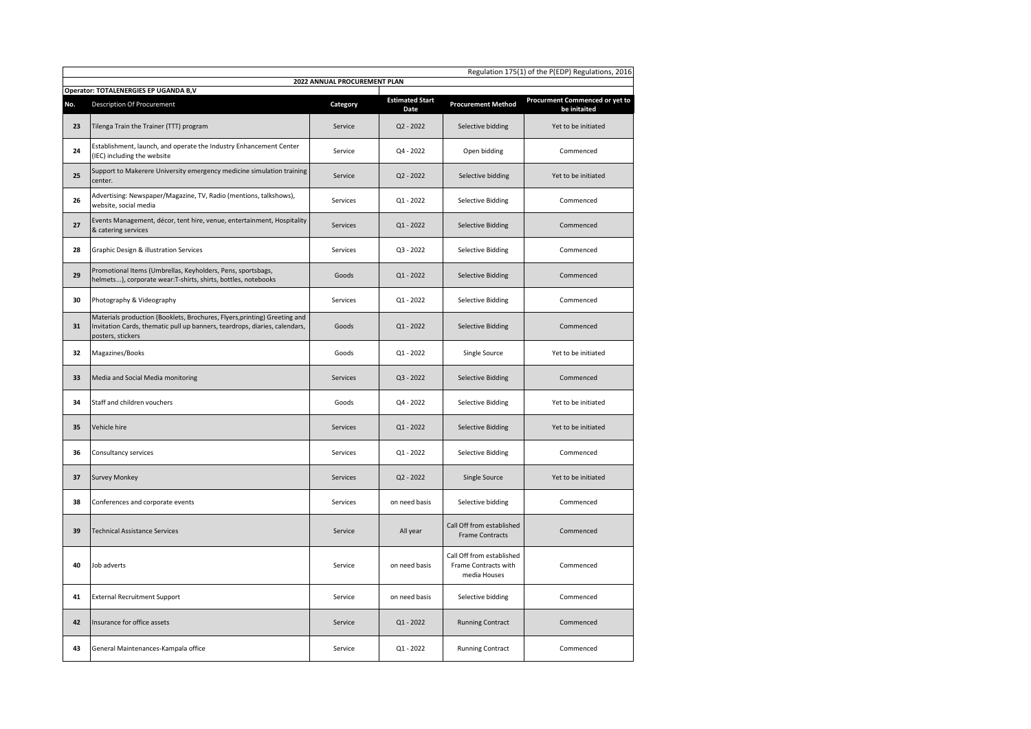Regulation 175(1) of the P(EDP) Regulations, 2016

**2022 ANNUAL PROCUREMENT PLAN**

**Operator: TOTALENERGIES EP UGANDA B,V**

| No. | Description Of Procurement | Category | Estimated Start Date | Procurement Method | Procurment Commenced or yet to be initaited |
|---|---|---|---|---|---|
| 23 | Tilenga Train the Trainer (TTT) program | Service | Q2 - 2022 | Selective bidding | Yet to be initiated |
| 24 | Establishment, launch, and operate the Industry Enhancement Center (IEC) including the website | Service | Q4 - 2022 | Open bidding | Commenced |
| 25 | Support to Makerere University emergency medicine simulation training center. | Service | Q2 - 2022 | Selective bidding | Yet to be initiated |
| 26 | Advertising: Newspaper/Magazine, TV, Radio (mentions, talkshows), website, social media | Services | Q1 - 2022 | Selective Bidding | Commenced |
| 27 | Events Management, décor, tent hire, venue, entertainment, Hospitality & catering services | Services | Q1 - 2022 | Selective Bidding | Commenced |
| 28 | Graphic Design & illustration Services | Services | Q3 - 2022 | Selective Bidding | Commenced |
| 29 | Promotional Items (Umbrellas, Keyholders, Pens, sportsbags, helmets...), corporate wear:T-shirts, shirts, bottles, notebooks | Goods | Q1 - 2022 | Selective Bidding | Commenced |
| 30 | Photography & Videography | Services | Q1 - 2022 | Selective Bidding | Commenced |
| 31 | Materials production (Booklets, Brochures, Flyers,printing) Greeting and Invitation Cards, thematic pull up banners, teardrops, diaries, calendars, posters, stickers | Goods | Q1 - 2022 | Selective Bidding | Commenced |
| 32 | Magazines/Books | Goods | Q1 - 2022 | Single Source | Yet to be initiated |
| 33 | Media and Social Media monitoring | Services | Q3 - 2022 | Selective Bidding | Commenced |
| 34 | Staff and children vouchers | Goods | Q4 - 2022 | Selective Bidding | Yet to be initiated |
| 35 | Vehicle hire | Services | Q1 - 2022 | Selective Bidding | Yet to be initiated |
| 36 | Consultancy services | Services | Q1 - 2022 | Selective Bidding | Commenced |
| 37 | Survey Monkey | Services | Q2 - 2022 | Single Source | Yet to be initiated |
| 38 | Conferences and corporate events | Services | on need basis | Selective bidding | Commenced |
| 39 | Technical Assistance Services | Service | All year | Call Off from established Frame Contracts | Commenced |
| 40 | Job adverts | Service | on need basis | Call Off from established Frame Contracts with media Houses | Commenced |
| 41 | External Recruitment Support | Service | on need basis | Selective bidding | Commenced |
| 42 | Insurance for office assets | Service | Q1 - 2022 | Running Contract | Commenced |
| 43 | General Maintenances-Kampala office | Service | Q1 - 2022 | Running Contract | Commenced |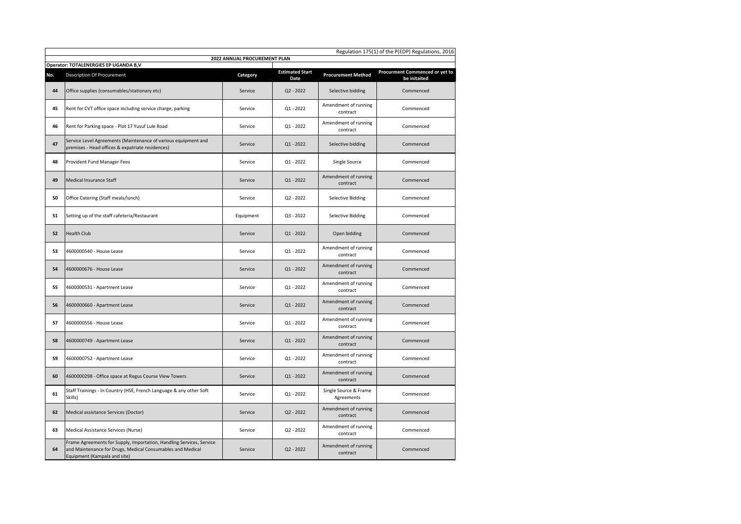Regulation 175(1) of the P(EDP) Regulations, 2016

**2022 ANNUAL PROCUREMENT PLAN**

**Operator: TOTALENERGIES EP UGANDA B,V**

| No. | Description Of Procurement | Category | Estimated Start Date | Procurement Method | Procurment Commenced or yet to be initaited |
|---|---|---|---|---|---|
| 44 | Office supplies (consumables/stationary etc) | Service | Q2 - 2022 | Selective bidding | Commenced |
| 45 | Rent for CVT office space including service charge, parking | Service | Q1 - 2022 | Amendment of running contract | Commenced |
| 46 | Rent for Parking space - Plot 17 Yusuf Lule Road | Service | Q1 - 2022 | Amendment of running contract | Commenced |
| 47 | Service Level Agreements (Maintenance of various equipment and premises - Head offices & expatriate residences) | Service | Q1 - 2022 | Selective bidding | Commenced |
| 48 | Provident Fund Manager Fees | Service | Q1 - 2022 | Single Source | Commenced |
| 49 | Medical Insurance Staff | Service | Q1 - 2022 | Amendment of running contract | Commenced |
| 50 | Office Catering (Staff meals/lunch) | Service | Q2 - 2022 | Selective Bidding | Commenced |
| 51 | Setting up of the staff cafeteria/Restaurant | Equipment | Q3 - 2022 | Selective Bidding | Commenced |
| 52 | Health Club | Service | Q1 - 2022 | Open bidding | Commenced |
| 53 | 4600000540 - House Lease | Service | Q1 - 2022 | Amendment of running contract | Commenced |
| 54 | 4600000676 - House Lease | Service | Q1 - 2022 | Amendment of running contract | Commenced |
| 55 | 4600000531 - Apartment Lease | Service | Q1 - 2022 | Amendment of running contract | Commenced |
| 56 | 4600000660 - Apartment Lease | Service | Q1 - 2022 | Amendment of running contract | Commenced |
| 57 | 4600000556 - House Lease | Service | Q1 - 2022 | Amendment of running contract | Commenced |
| 58 | 4600000749 - Apartment Lease | Service | Q1 - 2022 | Amendment of running contract | Commenced |
| 59 | 4600000752 - Apartment Lease | Service | Q1 - 2022 | Amendment of running contract | Commenced |
| 60 | 4600000298 - Office space at Regus Course View Towers | Service | Q1 - 2022 | Amendment of running contract | Commenced |
| 61 | Staff Trainings - In Country (HSE, French Language & any other Soft Skills) | Service | Q1 - 2022 | Single Source & Frame Agreements | Commenced |
| 62 | Medical assistance Services (Doctor) | Service | Q2 - 2022 | Amendment of running contract | Commenced |
| 63 | Medical Assistance Services (Nurse) | Service | Q2 - 2022 | Amendment of running contract | Commenced |
| 64 | Frame Agreements for Supply, Importation, Handling Services, Service and Maintenance for Drugs, Medical Consumables and Medical Equipment (Kampala and site) | Service | Q2 - 2022 | Amendment of running contract | Commenced |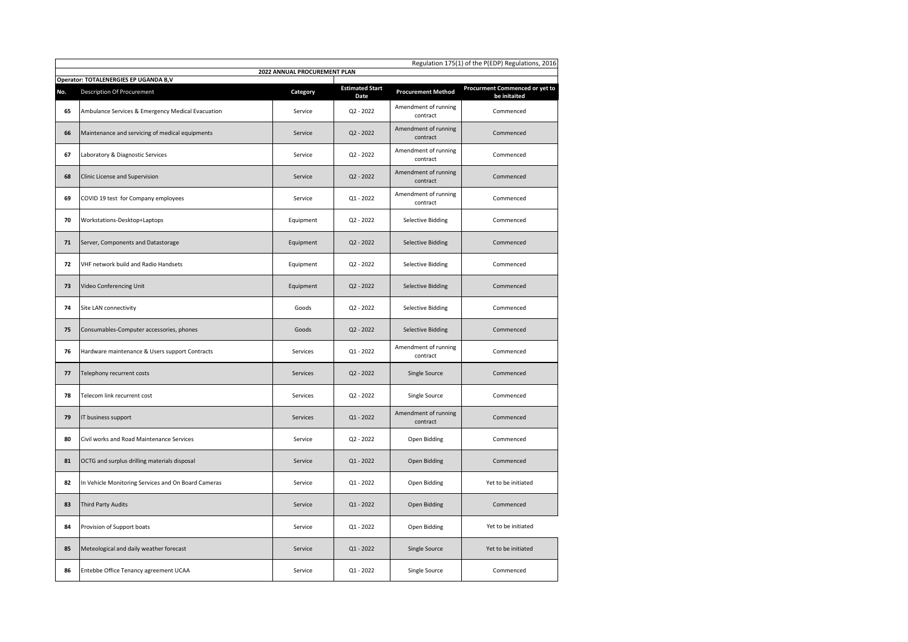Regulation 175(1) of the P(EDP) Regulations, 2016

**2022 ANNUAL PROCUREMENT PLAN**

**Operator: TOTALENERGIES EP UGANDA B,V**

| No. | Description Of Procurement | Category | Estimated Start Date | Procurement Method | Procurment Commenced or yet to be initaited |
|---|---|---|---|---|---|
| 65 | Ambulance Services & Emergency Medical Evacuation | Service | Q2 - 2022 | Amendment of running contract | Commenced |
| 66 | Maintenance and servicing of medical equipments | Service | Q2 - 2022 | Amendment of running contract | Commenced |
| 67 | Laboratory & Diagnostic Services | Service | Q2 - 2022 | Amendment of running contract | Commenced |
| 68 | Clinic License and Supervision | Service | Q2 - 2022 | Amendment of running contract | Commenced |
| 69 | COVID 19 test for Company employees | Service | Q1 - 2022 | Amendment of running contract | Commenced |
| 70 | Workstations-Desktop+Laptops | Equipment | Q2 - 2022 | Selective Bidding | Commenced |
| 71 | Server, Components and Datastorage | Equipment | Q2 - 2022 | Selective Bidding | Commenced |
| 72 | VHF network build and Radio Handsets | Equipment | Q2 - 2022 | Selective Bidding | Commenced |
| 73 | Video Conferencing Unit | Equipment | Q2 - 2022 | Selective Bidding | Commenced |
| 74 | Site LAN connectivity | Goods | Q2 - 2022 | Selective Bidding | Commenced |
| 75 | Consumables-Computer accessories, phones | Goods | Q2 - 2022 | Selective Bidding | Commenced |
| 76 | Hardware maintenance & Users support Contracts | Services | Q1 - 2022 | Amendment of running contract | Commenced |
| 77 | Telephony recurrent costs | Services | Q2 - 2022 | Single Source | Commenced |
| 78 | Telecom link recurrent cost | Services | Q2 - 2022 | Single Source | Commenced |
| 79 | IT business support | Services | Q1 - 2022 | Amendment of running contract | Commenced |
| 80 | Civil works and Road Maintenance Services | Service | Q2 - 2022 | Open Bidding | Commenced |
| 81 | OCTG and surplus drilling materials disposal | Service | Q1 - 2022 | Open Bidding | Commenced |
| 82 | In Vehicle Monitoring Services and On Board Cameras | Service | Q1 - 2022 | Open Bidding | Yet to be initiated |
| 83 | Third Party Audits | Service | Q1 - 2022 | Open Bidding | Commenced |
| 84 | Provision of Support boats | Service | Q1 - 2022 | Open Bidding | Yet to be initiated |
| 85 | Meteological and daily weather forecast | Service | Q1 - 2022 | Single Source | Yet to be initiated |
| 86 | Entebbe Office Tenancy agreement UCAA | Service | Q1 - 2022 | Single Source | Commenced |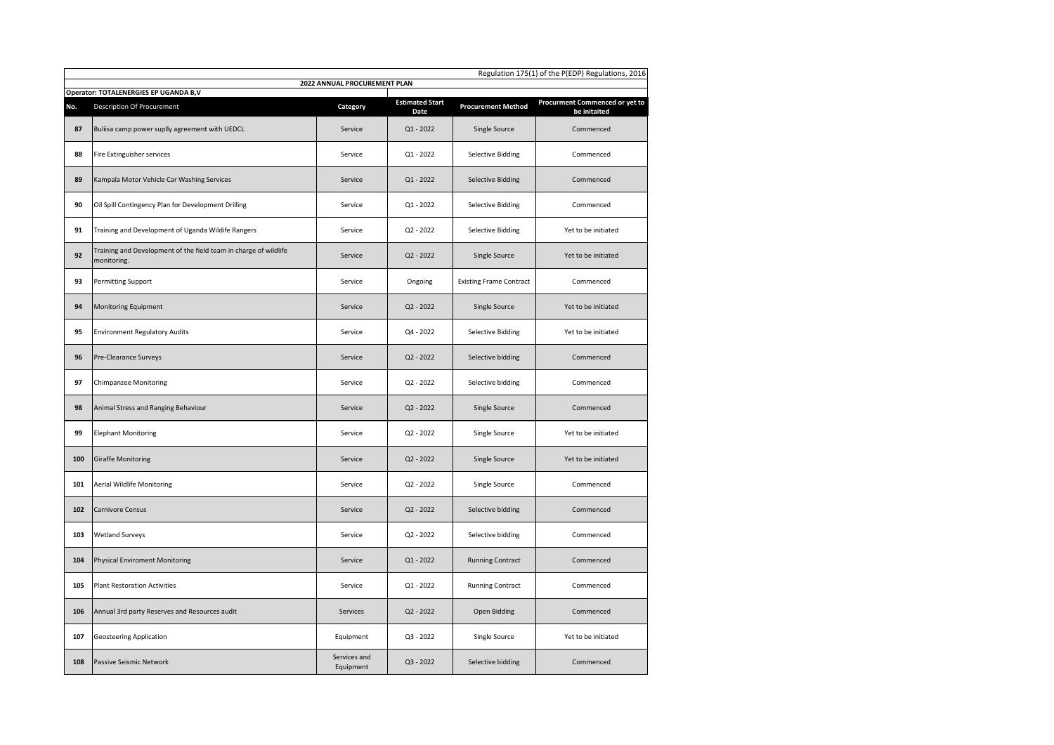Regulation 175(1) of the P(EDP) Regulations, 2016

**2022 ANNUAL PROCUREMENT PLAN**

**Operator: TOTALENERGIES EP UGANDA B,V**

| No. | Description Of Procurement | Category | Estimated Start Date | Procurement Method | Procurment Commenced or yet to be initaited |
|---|---|---|---|---|---|
| 87 | Buliisa camp power suplly agreement with UEDCL | Service | Q1 - 2022 | Single Source | Commenced |
| 88 | Fire Extinguisher services | Service | Q1 - 2022 | Selective Bidding | Commenced |
| 89 | Kampala Motor Vehicle Car Washing Services | Service | Q1 - 2022 | Selective Bidding | Commenced |
| 90 | Oil Spill Contingency Plan for Development Drilling | Service | Q1 - 2022 | Selective Bidding | Commenced |
| 91 | Training and Development of Uganda Wildife Rangers | Service | Q2 - 2022 | Selective Bidding | Yet to be initiated |
| 92 | Training and Development of the field team in charge of wildlife monitoring. | Service | Q2 - 2022 | Single Source | Yet to be initiated |
| 93 | Permitting Support | Service | Ongoing | Existing Frame Contract | Commenced |
| 94 | Monitoring Equipment | Service | Q2 - 2022 | Single Source | Yet to be initiated |
| 95 | Environment Regulatory Audits | Service | Q4 - 2022 | Selective Bidding | Yet to be initiated |
| 96 | Pre-Clearance Surveys | Service | Q2 - 2022 | Selective bidding | Commenced |
| 97 | Chimpanzee Monitoring | Service | Q2 - 2022 | Selective bidding | Commenced |
| 98 | Animal Stress and Ranging Behaviour | Service | Q2 - 2022 | Single Source | Commenced |
| 99 | Elephant Monitoring | Service | Q2 - 2022 | Single Source | Yet to be initiated |
| 100 | Giraffe Monitoring | Service | Q2 - 2022 | Single Source | Yet to be initiated |
| 101 | Aerial Wildlife Monitoring | Service | Q2 - 2022 | Single Source | Commenced |
| 102 | Carnivore Census | Service | Q2 - 2022 | Selective bidding | Commenced |
| 103 | Wetland Surveys | Service | Q2 - 2022 | Selective bidding | Commenced |
| 104 | Physical Enviroment Monitoring | Service | Q1 - 2022 | Running Contract | Commenced |
| 105 | Plant Restoration Activities | Service | Q1 - 2022 | Running Contract | Commenced |
| 106 | Annual 3rd party Reserves and Resources audit | Services | Q2 - 2022 | Open Bidding | Commenced |
| 107 | Geosteering Application | Equipment | Q3 - 2022 | Single Source | Yet to be initiated |
| 108 | Passive Seismic Network | Services and Equipment | Q3 - 2022 | Selective bidding | Commenced |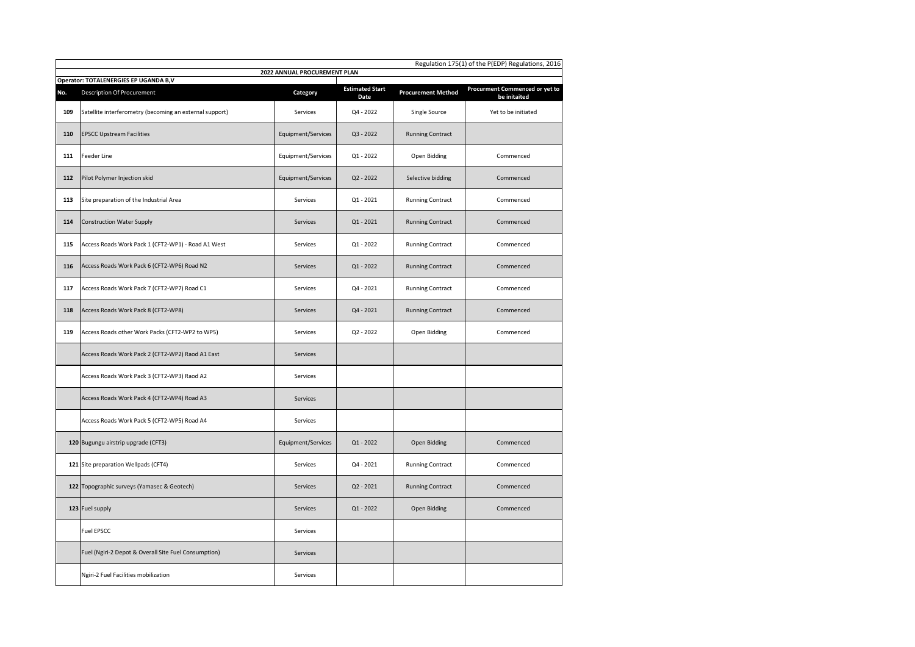Regulation 175(1) of the P(EDP) Regulations, 2016

**2022 ANNUAL PROCUREMENT PLAN**

**Operator: TOTALENERGIES EP UGANDA B,V**

| No. | Description Of Procurement | Category | Estimated Start Date | Procurement Method | Procurment Commenced or yet to be initaited |
|---|---|---|---|---|---|
| 109 | Satellite interferometry (becoming an external support) | Services | Q4 - 2022 | Single Source | Yet to be initiated |
| 110 | EPSCC Upstream Facilities | Equipment/Services | Q3 - 2022 | Running Contract | |
| 111 | Feeder Line | Equipment/Services | Q1 - 2022 | Open Bidding | Commenced |
| 112 | Pilot Polymer Injection skid | Equipment/Services | Q2 - 2022 | Selective bidding | Commenced |
| 113 | Site preparation of the Industrial Area | Services | Q1 - 2021 | Running Contract | Commenced |
| 114 | Construction Water Supply | Services | Q1 - 2021 | Running Contract | Commenced |
| 115 | Access Roads Work Pack 1 (CFT2-WP1) - Road A1 West | Services | Q1 - 2022 | Running Contract | Commenced |
| 116 | Access Roads Work Pack 6 (CFT2-WP6) Road N2 | Services | Q1 - 2022 | Running Contract | Commenced |
| 117 | Access Roads Work Pack 7 (CFT2-WP7) Road C1 | Services | Q4 - 2021 | Running Contract | Commenced |
| 118 | Access Roads Work Pack 8 (CFT2-WP8) | Services | Q4 - 2021 | Running Contract | Commenced |
| 119 | Access Roads other Work Packs (CFT2-WP2 to WP5) | Services | Q2 - 2022 | Open Bidding | Commenced |
| | Access Roads Work Pack 2 (CFT2-WP2) Raod A1 East | Services | | | |
| | Access Roads Work Pack 3 (CFT2-WP3) Raod A2 | Services | | | |
| | Access Roads Work Pack 4 (CFT2-WP4) Raod A3 | Services | | | |
| | Access Roads Work Pack 5 (CFT2-WP5) Road A4 | Services | | | |
| 120 | Bugungu airstrip upgrade (CFT3) | Equipment/Services | Q1 - 2022 | Open Bidding | Commenced |
| 121 | Site preparation Wellpads (CFT4) | Services | Q4 - 2021 | Running Contract | Commenced |
| 122 | Topographic surveys (Yamasec & Geotech) | Services | Q2 - 2021 | Running Contract | Commenced |
| 123 | Fuel supply | Services | Q1 - 2022 | Open Bidding | Commenced |
| | Fuel EPSCC | Services | | | |
| | Fuel (Ngiri-2 Depot & Overall Site Fuel Consumption) | Services | | | |
| | Ngiri-2 Fuel Facilities mobilization | Services | | | |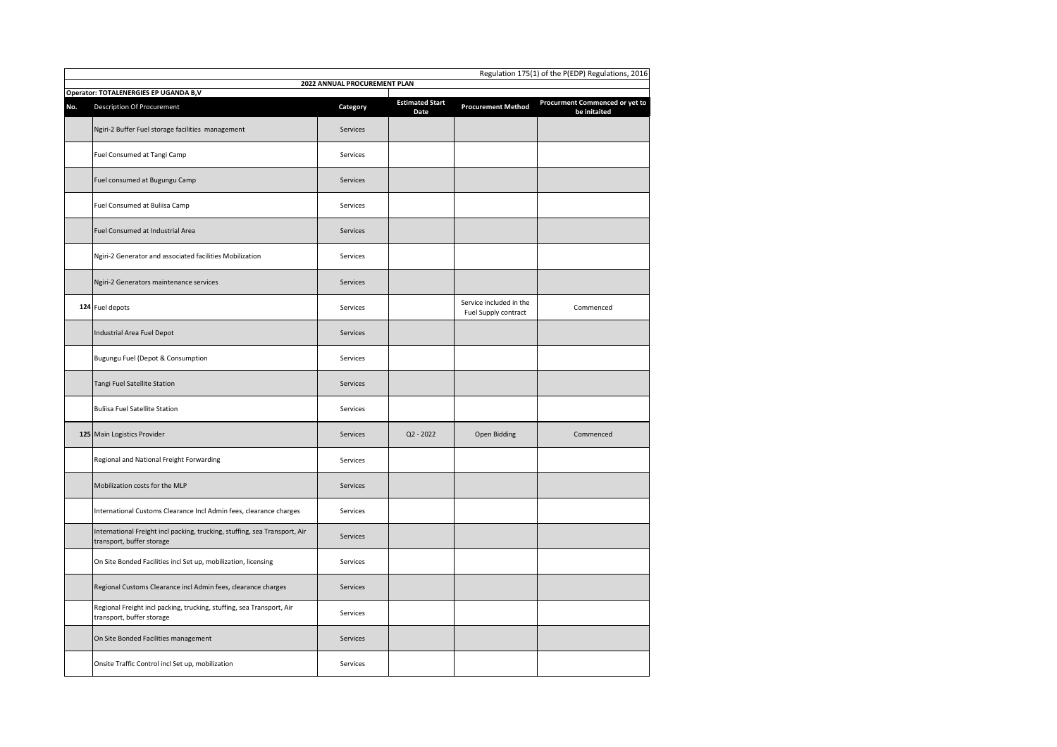Regulation 175(1) of the P(EDP) Regulations, 2016

**2022 ANNUAL PROCUREMENT PLAN**

**Operator: TOTALENERGIES EP UGANDA B,V**

| No. | Description Of Procurement | Category | Estimated Start Date | Procurement Method | Procurment Commenced or yet to be initaited |
|---|---|---|---|---|---|
| | Ngiri-2 Buffer Fuel storage facilities management | Services | | | |
| | Fuel Consumed at Tangi Camp | Services | | | |
| | Fuel consumed at Bugungu Camp | Services | | | |
| | Fuel Consumed at Buliisa Camp | Services | | | |
| | Fuel Consumed at Industrial Area | Services | | | |
| | Ngiri-2 Generator and associated facilities Mobilization | Services | | | |
| | Ngiri-2 Generators maintenance services | Services | | | |
| 124 | Fuel depots | Services | | Service included in the Fuel Supply contract | Commenced |
| | Industrial Area Fuel Depot | Services | | | |
| | Bugungu Fuel (Depot & Consumption | Services | | | |
| | Tangi Fuel Satellite Station | Services | | | |
| | Buliisa Fuel Satellite Station | Services | | | |
| 125 | Main Logistics Provider | Services | Q2 - 2022 | Open Bidding | Commenced |
| | Regional and National Freight Forwarding | Services | | | |
| | Mobilization costs for the MLP | Services | | | |
| | International Customs Clearance Incl Admin fees, clearance charges | Services | | | |
| | International Freight incl packing, trucking, stuffing, sea Transport, Air transport, buffer storage | Services | | | |
| | On Site Bonded Facilities incl Set up, mobilization, licensing | Services | | | |
| | Regional Customs Clearance incl Admin fees, clearance charges | Services | | | |
| | Regional Freight incl packing, trucking, stuffing, sea Transport, Air transport, buffer storage | Services | | | |
| | On Site Bonded Facilities management | Services | | | |
| | Onsite Traffic Control incl Set up, mobilization | Services | | | |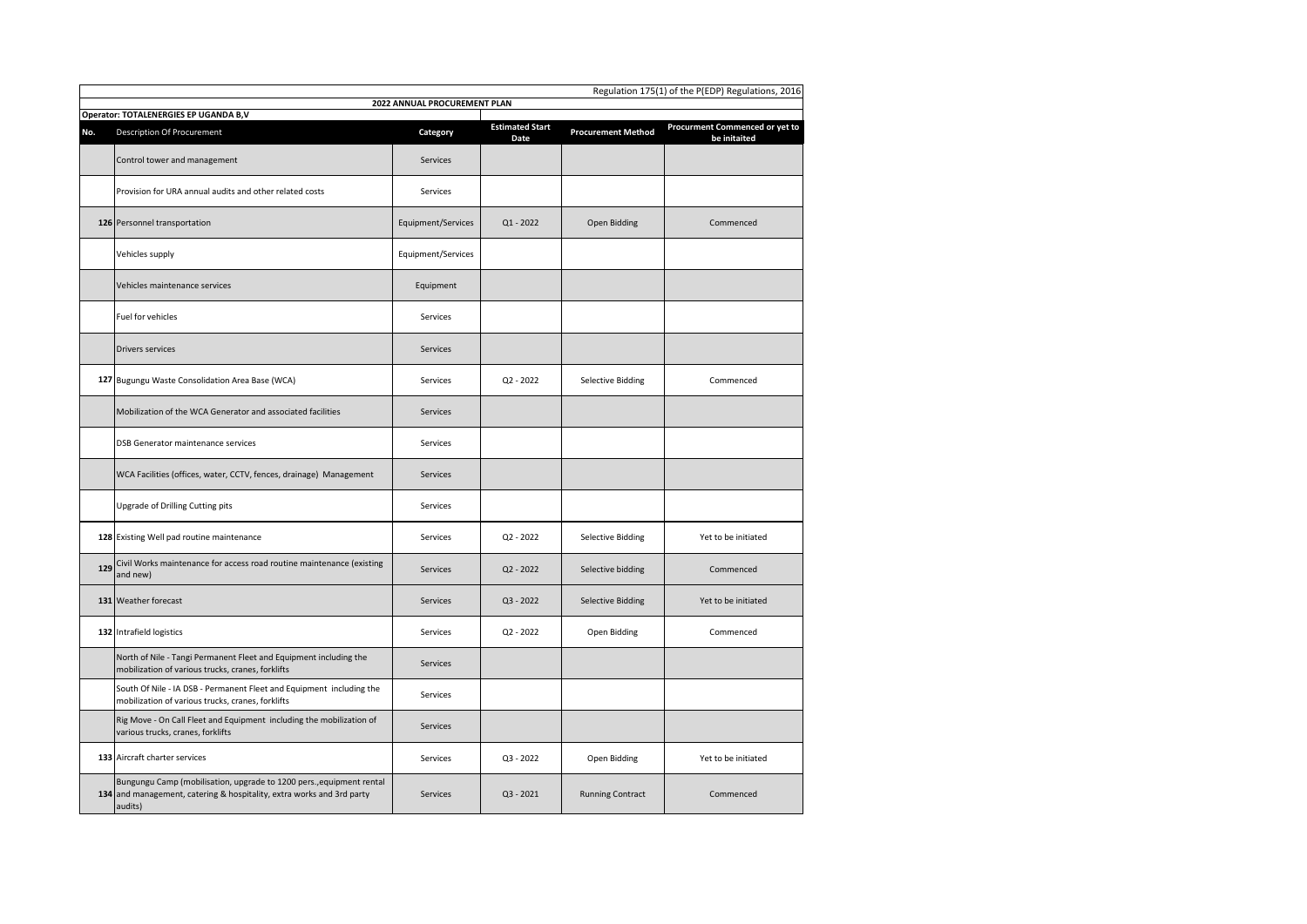Regulation 175(1) of the P(EDP) Regulations, 2016

**2022 ANNUAL PROCUREMENT PLAN**

**Operator: TOTALENERGIES EP UGANDA B,V**

| No. | Description Of Procurement | Category | Estimated Start Date | Procurement Method | Procurment Commenced or yet to be initaited |
|---|---|---|---|---|---|
| | Control tower and management | Services | | | |
| | Provision for URA annual audits and other related costs | Services | | | |
| 126 | Personnel transportation | Equipment/Services | Q1 - 2022 | Open Bidding | Commenced |
| | Vehicles supply | Equipment/Services | | | |
| | Vehicles maintenance services | Equipment | | | |
| | Fuel for vehicles | Services | | | |
| | Drivers services | Services | | | |
| 127 | Bugungu Waste Consolidation Area Base (WCA) | Services | Q2 - 2022 | Selective Bidding | Commenced |
| | Mobilization of the WCA Generator and associated facilities | Services | | | |
| | DSB Generator maintenance services | Services | | | |
| | WCA Facilities (offices, water, CCTV, fences, drainage) Management | Services | | | |
| | Upgrade of Drilling Cutting pits | Services | | | |
| 128 | Existing Well pad routine maintenance | Services | Q2 - 2022 | Selective Bidding | Yet to be initiated |
| 129 | Civil Works maintenance for access road routine maintenance (existing and new) | Services | Q2 - 2022 | Selective bidding | Commenced |
| 131 | Weather forecast | Services | Q3 - 2022 | Selective Bidding | Yet to be initiated |
| 132 | Intrafield logistics | Services | Q2 - 2022 | Open Bidding | Commenced |
| | North of Nile - Tangi Permanent Fleet and Equipment including the mobilization of various trucks, cranes, forklifts | Services | | | |
| | South Of Nile - IA DSB - Permanent Fleet and Equipment including the mobilization of various trucks, cranes, forklifts | Services | | | |
| | Rig Move - On Call Fleet and Equipment including the mobilization of various trucks, cranes, forklifts | Services | | | |
| 133 | Aircraft charter services | Services | Q3 - 2022 | Open Bidding | Yet to be initiated |
| 134 | Bungungu Camp (mobilisation, upgrade to 1200 pers.,equipment rental and management, catering & hospitality, extra works and 3rd party audits) | Services | Q3 - 2021 | Running Contract | Commenced |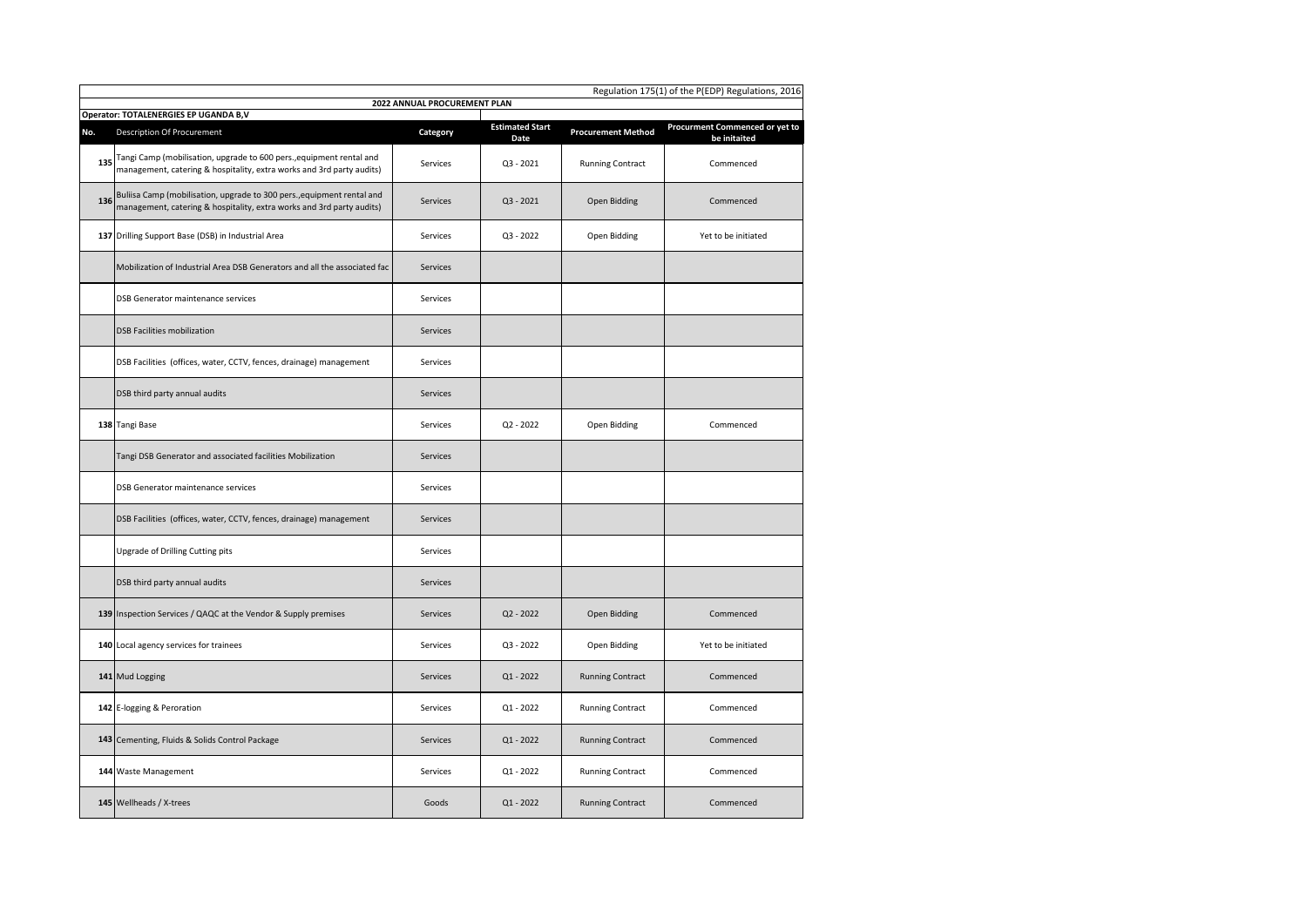Regulation 175(1) of the P(EDP) Regulations, 2016

**2022 ANNUAL PROCUREMENT PLAN**

**Operator: TOTALENERGIES EP UGANDA B,V**

| No. | Description Of Procurement | Category | Estimated Start Date | Procurement Method | Procurment Commenced or yet to be initaited |
|---|---|---|---|---|---|
| 135 | Tangi Camp (mobilisation, upgrade to 600 pers.,equipment rental and management, catering & hospitality, extra works and 3rd party audits) | Services | Q3 - 2021 | Running Contract | Commenced |
| 136 | Buliisa Camp (mobilisation, upgrade to 300 pers.,equipment rental and management, catering & hospitality, extra works and 3rd party audits) | Services | Q3 - 2021 | Open Bidding | Commenced |
| 137 | Drilling Support Base (DSB) in Industrial Area | Services | Q3 - 2022 | Open Bidding | Yet to be initiated |
| | Mobilization of Industrial Area DSB Generators and all the associated fac | Services | | | |
| | DSB Generator maintenance services | Services | | | |
| | DSB Facilities mobilization | Services | | | |
| | DSB Facilities (offices, water, CCTV, fences, drainage) management | Services | | | |
| | DSB third party annual audits | Services | | | |
| 138 | Tangi Base | Services | Q2 - 2022 | Open Bidding | Commenced |
| | Tangi DSB Generator and associated facilities Mobilization | Services | | | |
| | DSB Generator maintenance services | Services | | | |
| | DSB Facilities (offices, water, CCTV, fences, drainage) management | Services | | | |
| | Upgrade of Drilling Cutting pits | Services | | | |
| | DSB third party annual audits | Services | | | |
| 139 | Inspection Services / QAQC at the Vendor & Supply premises | Services | Q2 - 2022 | Open Bidding | Commenced |
| 140 | Local agency services for trainees | Services | Q3 - 2022 | Open Bidding | Yet to be initiated |
| 141 | Mud Logging | Services | Q1 - 2022 | Running Contract | Commenced |
| 142 | E-logging & Peroration | Services | Q1 - 2022 | Running Contract | Commenced |
| 143 | Cementing, Fluids & Solids Control Package | Services | Q1 - 2022 | Running Contract | Commenced |
| 144 | Waste Management | Services | Q1 - 2022 | Running Contract | Commenced |
| 145 | Wellheads / X-trees | Goods | Q1 - 2022 | Running Contract | Commenced |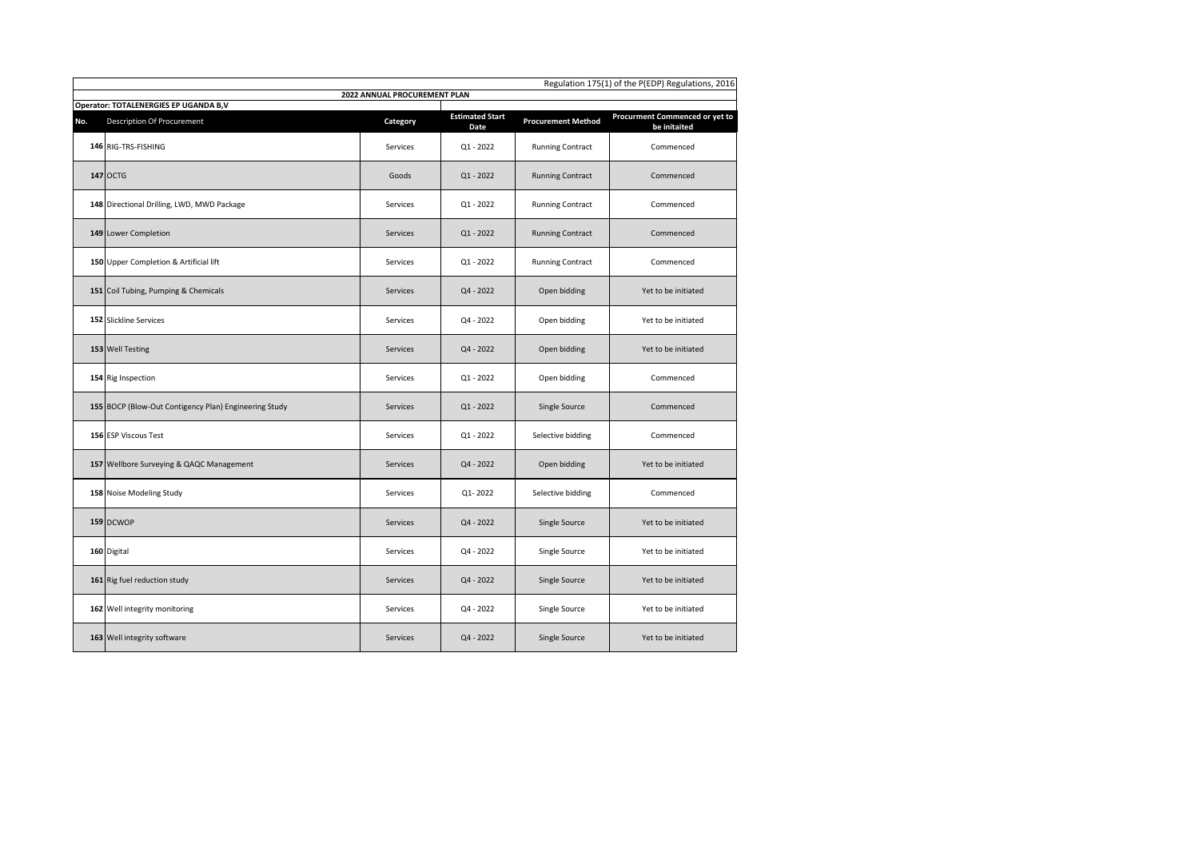Regulation 175(1) of the P(EDP) Regulations, 2016

**2022 ANNUAL PROCUREMENT PLAN**

**Operator: TOTALENERGIES EP UGANDA B,V**

| No. | Description Of Procurement | Category | Estimated Start Date | Procurement Method | Procurment Commenced or yet to be initaited |
|---|---|---|---|---|---|
| 146 | RIG-TRS-FISHING | Services | Q1 - 2022 | Running Contract | Commenced |
| 147 | OCTG | Goods | Q1 - 2022 | Running Contract | Commenced |
| 148 | Directional Drilling, LWD, MWD Package | Services | Q1 - 2022 | Running Contract | Commenced |
| 149 | Lower Completion | Services | Q1 - 2022 | Running Contract | Commenced |
| 150 | Upper Completion & Artificial lift | Services | Q1 - 2022 | Running Contract | Commenced |
| 151 | Coil Tubing, Pumping & Chemicals | Services | Q4 - 2022 | Open bidding | Yet to be initiated |
| 152 | Slickline Services | Services | Q4 - 2022 | Open bidding | Yet to be initiated |
| 153 | Well Testing | Services | Q4 - 2022 | Open bidding | Yet to be initiated |
| 154 | Rig Inspection | Services | Q1 - 2022 | Open bidding | Commenced |
| 155 | BOCP (Blow-Out Contigency Plan) Engineering Study | Services | Q1 - 2022 | Single Source | Commenced |
| 156 | ESP Viscous Test | Services | Q1 - 2022 | Selective bidding | Commenced |
| 157 | Wellbore Surveying & QAQC Management | Services | Q4 - 2022 | Open bidding | Yet to be initiated |
| 158 | Noise Modeling Study | Services | Q1- 2022 | Selective bidding | Commenced |
| 159 | DCWOP | Services | Q4 - 2022 | Single Source | Yet to be initiated |
| 160 | Digital | Services | Q4 - 2022 | Single Source | Yet to be initiated |
| 161 | Rig fuel reduction study | Services | Q4 - 2022 | Single Source | Yet to be initiated |
| 162 | Well integrity monitoring | Services | Q4 - 2022 | Single Source | Yet to be initiated |
| 163 | Well integrity software | Services | Q4 - 2022 | Single Source | Yet to be initiated |